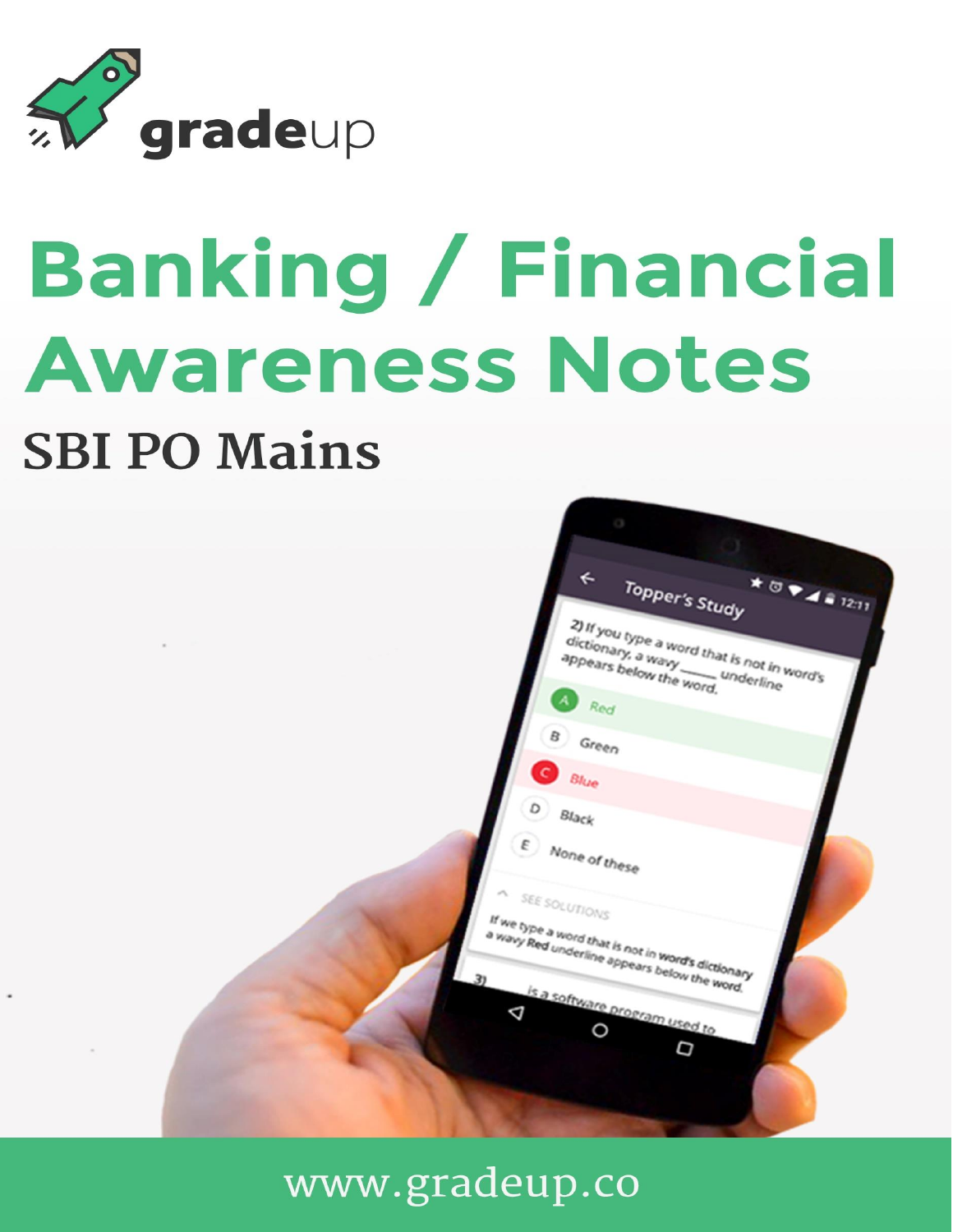gradeup

# Banking / Financial Awareness Notes

## SBI PO Mains

www.gradeup.co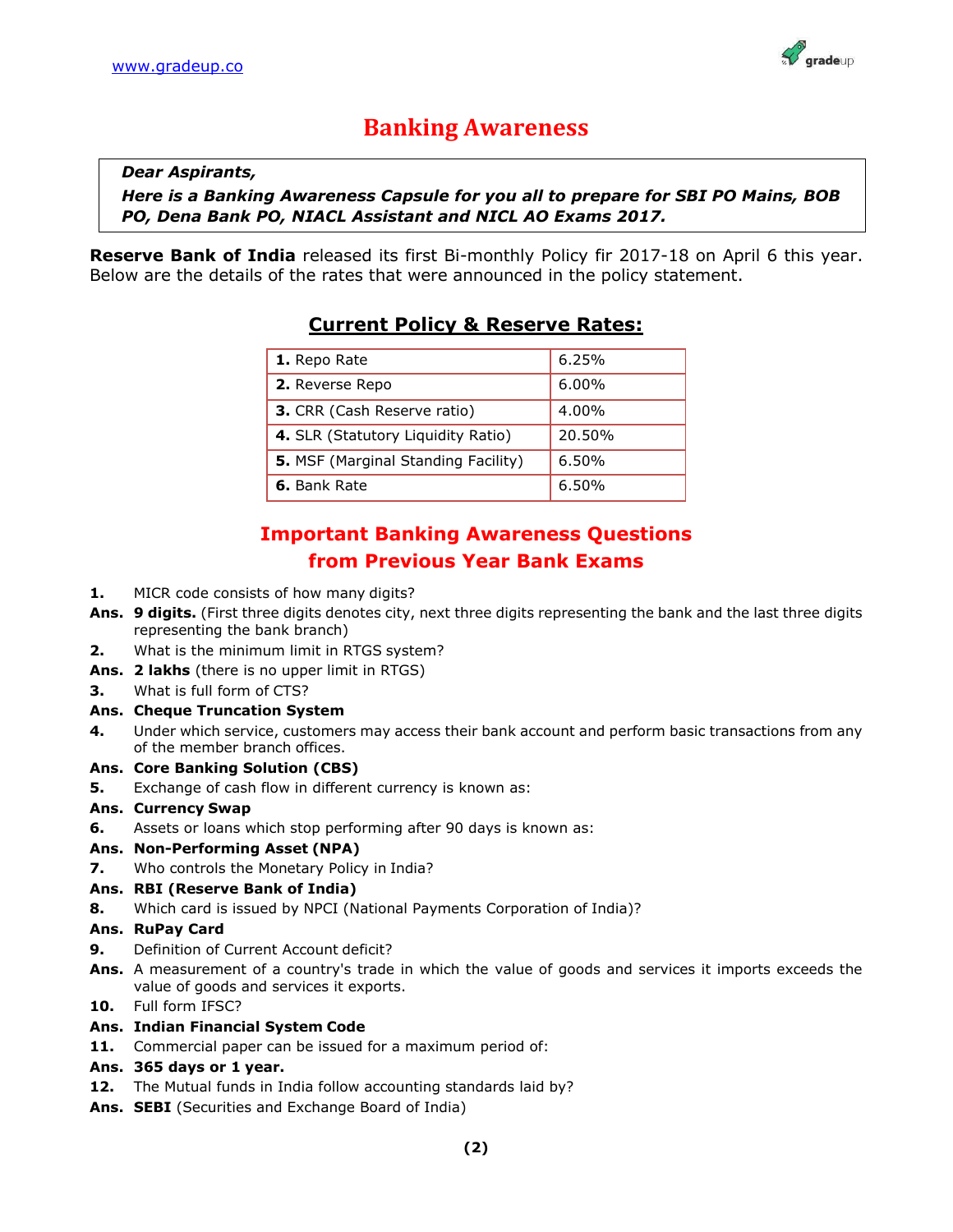# Banking Awareness

> ***Dear Aspirants,***
> ***Here is a Banking Awareness Capsule for you all to prepare for SBI PO Mains, BOB PO, Dena Bank PO, NIACL Assistant and NICL AO Exams 2017.***

**Reserve Bank of India** released its first Bi-monthly Policy fir 2017-18 on April 6 this year. Below are the details of the rates that were announced in the policy statement.

## Current Policy & Reserve Rates:

| | |
|---|---|
| **1.** Repo Rate | 6.25% |
| **2.** Reverse Repo | 6.00% |
| **3.** CRR (Cash Reserve ratio) | 4.00% |
| **4.** SLR (Statutory Liquidity Ratio) | 20.50% |
| **5.** MSF (Marginal Standing Facility) | 6.50% |
| **6.** Bank Rate | 6.50% |

## Important Banking Awareness Questions from Previous Year Bank Exams

**1.** MICR code consists of how many digits?
**Ans.** **9 digits.** (First three digits denotes city, next three digits representing the bank and the last three digits representing the bank branch)

**2.** What is the minimum limit in RTGS system?
**Ans.** **2 lakhs** (there is no upper limit in RTGS)

**3.** What is full form of CTS?
**Ans.** **Cheque Truncation System**

**4.** Under which service, customers may access their bank account and perform basic transactions from any of the member branch offices.
**Ans.** **Core Banking Solution (CBS)**

**5.** Exchange of cash flow in different currency is known as:
**Ans.** **Currency Swap**

**6.** Assets or loans which stop performing after 90 days is known as:
**Ans.** **Non-Performing Asset (NPA)**

**7.** Who controls the Monetary Policy in India?
**Ans.** **RBI (Reserve Bank of India)**

**8.** Which card is issued by NPCI (National Payments Corporation of India)?
**Ans.** **RuPay Card**

**9.** Definition of Current Account deficit?
**Ans.** A measurement of a country's trade in which the value of goods and services it imports exceeds the value of goods and services it exports.

**10.** Full form IFSC?
**Ans.** **Indian Financial System Code**

**11.** Commercial paper can be issued for a maximum period of:
**Ans.** **365 days or 1 year.**

**12.** The Mutual funds in India follow accounting standards laid by?
**Ans.** **SEBI** (Securities and Exchange Board of India)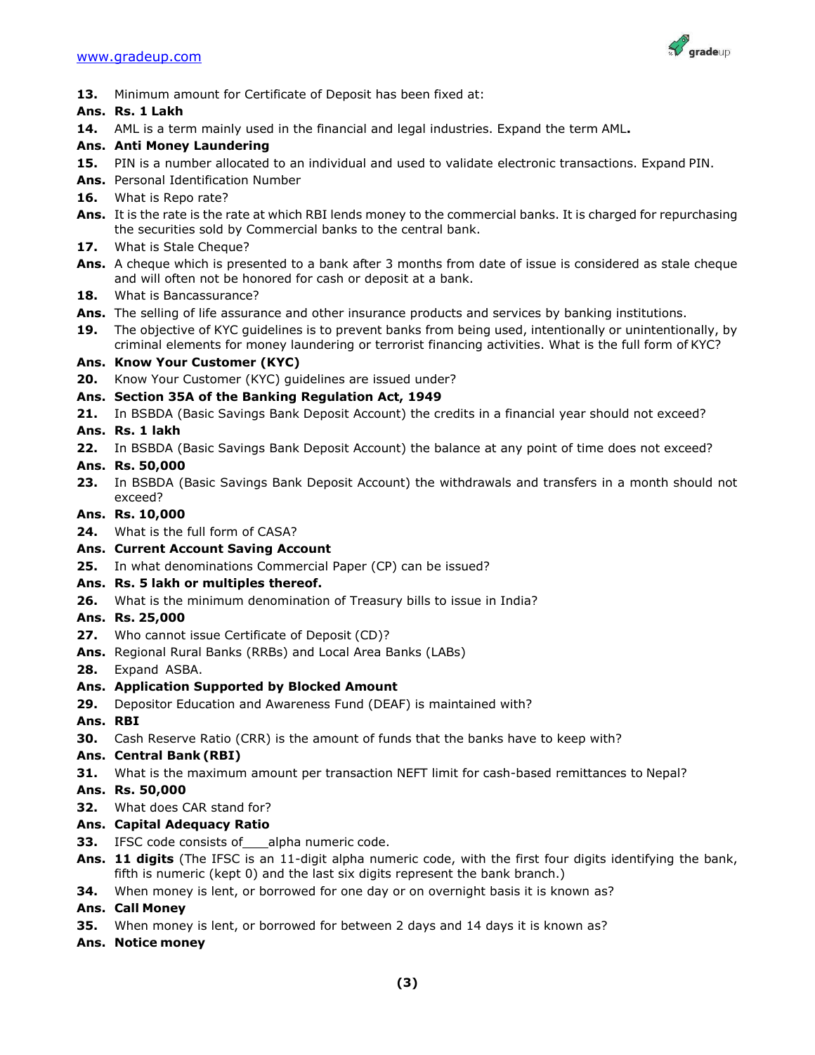**13.** Minimum amount for Certificate of Deposit has been fixed at:

**Ans. Rs. 1 Lakh**

**14.** AML is a term mainly used in the financial and legal industries. Expand the term AML**.**

**Ans. Anti Money Laundering**

**15.** PIN is a number allocated to an individual and used to validate electronic transactions. Expand PIN.

**Ans.** Personal Identification Number

**16.** What is Repo rate?

**Ans.** It is the rate is the rate at which RBI lends money to the commercial banks. It is charged for repurchasing the securities sold by Commercial banks to the central bank.

**17.** What is Stale Cheque?

**Ans.** A cheque which is presented to a bank after 3 months from date of issue is considered as stale cheque and will often not be honored for cash or deposit at a bank.

**18.** What is Bancassurance?

**Ans.** The selling of life assurance and other insurance products and services by banking institutions.

**19.** The objective of KYC guidelines is to prevent banks from being used, intentionally or unintentionally, by criminal elements for money laundering or terrorist financing activities. What is the full form of KYC?

**Ans. Know Your Customer (KYC)**

**20.** Know Your Customer (KYC) guidelines are issued under?

**Ans. Section 35A of the Banking Regulation Act, 1949**

**21.** In BSBDA (Basic Savings Bank Deposit Account) the credits in a financial year should not exceed?

**Ans. Rs. 1 lakh**

**22.** In BSBDA (Basic Savings Bank Deposit Account) the balance at any point of time does not exceed?

**Ans. Rs. 50,000**

**23.** In BSBDA (Basic Savings Bank Deposit Account) the withdrawals and transfers in a month should not exceed?

**Ans. Rs. 10,000**

**24.** What is the full form of CASA?

**Ans. Current Account Saving Account**

**25.** In what denominations Commercial Paper (CP) can be issued?

**Ans. Rs. 5 lakh or multiples thereof.**

**26.** What is the minimum denomination of Treasury bills to issue in India?

**Ans. Rs. 25,000**

**27.** Who cannot issue Certificate of Deposit (CD)?

**Ans.** Regional Rural Banks (RRBs) and Local Area Banks (LABs)

**28.** Expand ASBA.

**Ans. Application Supported by Blocked Amount**

**29.** Depositor Education and Awareness Fund (DEAF) is maintained with?

**Ans. RBI**

**30.** Cash Reserve Ratio (CRR) is the amount of funds that the banks have to keep with?

**Ans. Central Bank (RBI)**

**31.** What is the maximum amount per transaction NEFT limit for cash-based remittances to Nepal?

**Ans. Rs. 50,000**

**32.** What does CAR stand for?

**Ans. Capital Adequacy Ratio**

**33.** IFSC code consists of___alpha numeric code.

**Ans. 11 digits** (The IFSC is an 11-digit alpha numeric code, with the first four digits identifying the bank, fifth is numeric (kept 0) and the last six digits represent the bank branch.)

**34.** When money is lent, or borrowed for one day or on overnight basis it is known as?

**Ans. Call Money**

**35.** When money is lent, or borrowed for between 2 days and 14 days it is known as?

**Ans. Notice money**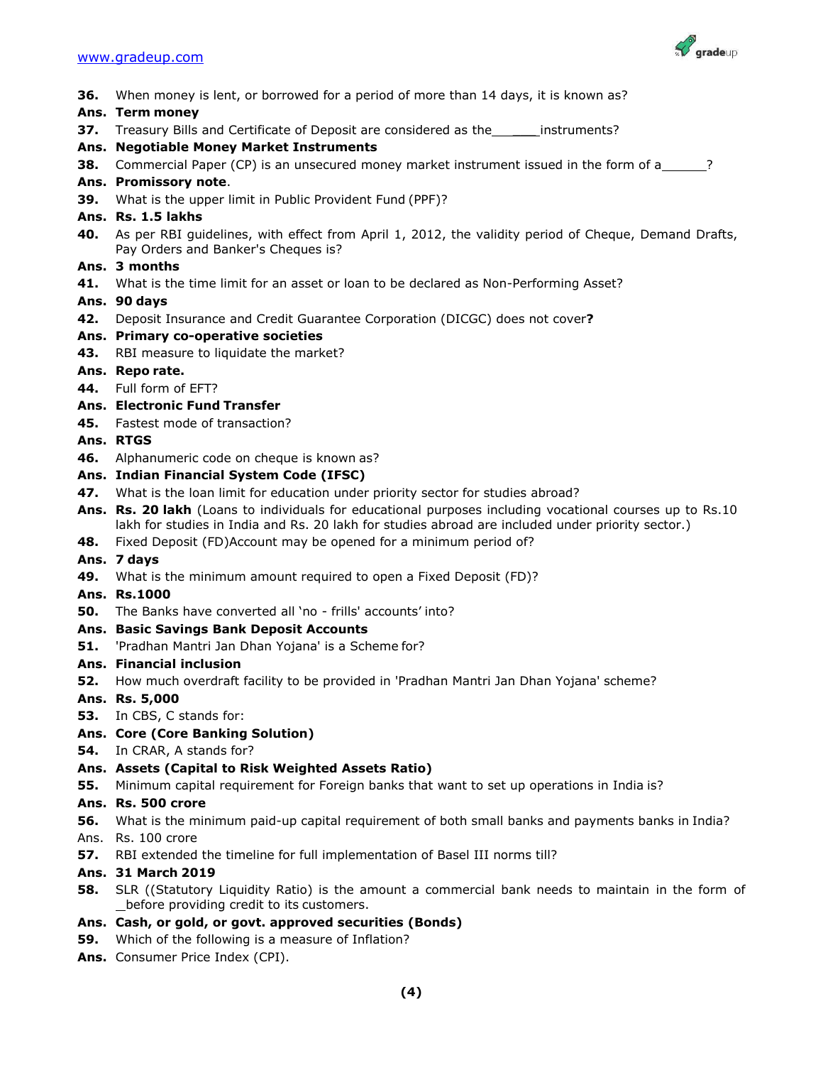**36.** When money is lent, or borrowed for a period of more than 14 days, it is known as?

**Ans. Term money**

**37.** Treasury Bills and Certificate of Deposit are considered as the_______instruments?

**Ans. Negotiable Money Market Instruments**

**38.** Commercial Paper (CP) is an unsecured money market instrument issued in the form of a______?

**Ans. Promissory note**.

**39.** What is the upper limit in Public Provident Fund (PPF)?

**Ans. Rs. 1.5 lakhs**

**40.** As per RBI guidelines, with effect from April 1, 2012, the validity period of Cheque, Demand Drafts, Pay Orders and Banker's Cheques is?

**Ans. 3 months**

**41.** What is the time limit for an asset or loan to be declared as Non-Performing Asset?

**Ans. 90 days**

**42.** Deposit Insurance and Credit Guarantee Corporation (DICGC) does not cover**?**

**Ans. Primary co-operative societies**

**43.** RBI measure to liquidate the market?

**Ans. Repo rate.**

**44.** Full form of EFT?

**Ans. Electronic Fund Transfer**

**45.** Fastest mode of transaction?

**Ans. RTGS**

**46.** Alphanumeric code on cheque is known as?

**Ans. Indian Financial System Code (IFSC)**

**47.** What is the loan limit for education under priority sector for studies abroad?

**Ans. Rs. 20 lakh** (Loans to individuals for educational purposes including vocational courses up to Rs.10 lakh for studies in India and Rs. 20 lakh for studies abroad are included under priority sector.)

**48.** Fixed Deposit (FD)Account may be opened for a minimum period of?

**Ans. 7 days**

**49.** What is the minimum amount required to open a Fixed Deposit (FD)?

**Ans. Rs.1000**

**50.** The Banks have converted all 'no - frills' accounts' into?

**Ans. Basic Savings Bank Deposit Accounts**

**51.** 'Pradhan Mantri Jan Dhan Yojana' is a Scheme for?

**Ans. Financial inclusion**

**52.** How much overdraft facility to be provided in 'Pradhan Mantri Jan Dhan Yojana' scheme?

**Ans. Rs. 5,000**

**53.** In CBS, C stands for:

**Ans. Core (Core Banking Solution)**

**54.** In CRAR, A stands for?

**Ans. Assets (Capital to Risk Weighted Assets Ratio)**

**55.** Minimum capital requirement for Foreign banks that want to set up operations in India is?

**Ans. Rs. 500 crore**

**56.** What is the minimum paid-up capital requirement of both small banks and payments banks in India?

Ans. Rs. 100 crore

**57.** RBI extended the timeline for full implementation of Basel III norms till?

**Ans. 31 March 2019**

**58.** SLR ((Statutory Liquidity Ratio) is the amount a commercial bank needs to maintain in the form of _before providing credit to its customers.

**Ans. Cash, or gold, or govt. approved securities (Bonds)**

**59.** Which of the following is a measure of Inflation?

**Ans.** Consumer Price Index (CPI).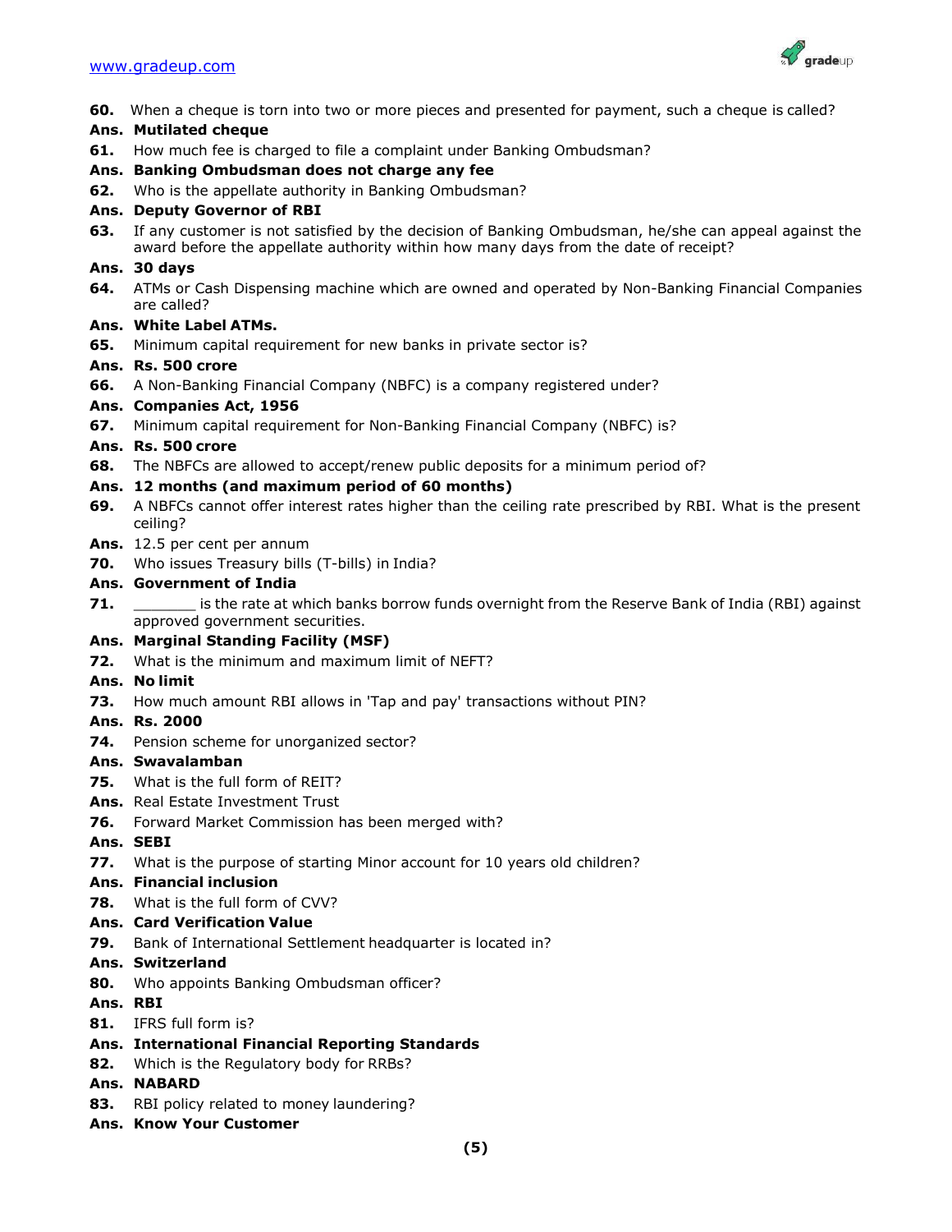**60.** When a cheque is torn into two or more pieces and presented for payment, such a cheque is called?

**Ans. Mutilated cheque**

**61.** How much fee is charged to file a complaint under Banking Ombudsman?

**Ans. Banking Ombudsman does not charge any fee**

**62.** Who is the appellate authority in Banking Ombudsman?

**Ans. Deputy Governor of RBI**

**63.** If any customer is not satisfied by the decision of Banking Ombudsman, he/she can appeal against the award before the appellate authority within how many days from the date of receipt?

**Ans. 30 days**

**64.** ATMs or Cash Dispensing machine which are owned and operated by Non-Banking Financial Companies are called?

**Ans. White Label ATMs.**

**65.** Minimum capital requirement for new banks in private sector is?

**Ans. Rs. 500 crore**

**66.** A Non-Banking Financial Company (NBFC) is a company registered under?

**Ans. Companies Act, 1956**

**67.** Minimum capital requirement for Non-Banking Financial Company (NBFC) is?

**Ans. Rs. 500 crore**

**68.** The NBFCs are allowed to accept/renew public deposits for a minimum period of?

**Ans. 12 months (and maximum period of 60 months)**

**69.** A NBFCs cannot offer interest rates higher than the ceiling rate prescribed by RBI. What is the present ceiling?

**Ans.** 12.5 per cent per annum

**70.** Who issues Treasury bills (T-bills) in India?

**Ans. Government of India**

**71.** _______ is the rate at which banks borrow funds overnight from the Reserve Bank of India (RBI) against approved government securities.

**Ans. Marginal Standing Facility (MSF)**

**72.** What is the minimum and maximum limit of NEFT?

**Ans. No limit**

**73.** How much amount RBI allows in 'Tap and pay' transactions without PIN?

**Ans. Rs. 2000**

**74.** Pension scheme for unorganized sector?

**Ans. Swavalamban**

**75.** What is the full form of REIT?

**Ans.** Real Estate Investment Trust

**76.** Forward Market Commission has been merged with?

**Ans. SEBI**

**77.** What is the purpose of starting Minor account for 10 years old children?

**Ans. Financial inclusion**

**78.** What is the full form of CVV?

**Ans. Card Verification Value**

**79.** Bank of International Settlement headquarter is located in?

**Ans. Switzerland**

**80.** Who appoints Banking Ombudsman officer?

**Ans. RBI**

**81.** IFRS full form is?

**Ans. International Financial Reporting Standards**

**82.** Which is the Regulatory body for RRBs?

**Ans. NABARD**

**83.** RBI policy related to money laundering?

**Ans. Know Your Customer**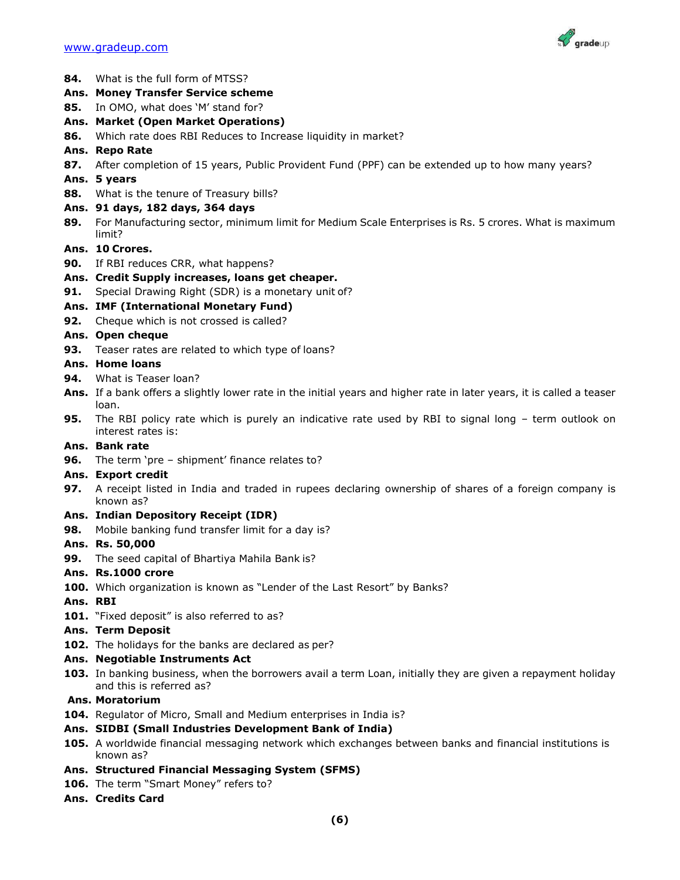**84.** What is the full form of MTSS?

**Ans. Money Transfer Service scheme**

**85.** In OMO, what does 'M' stand for?

**Ans. Market (Open Market Operations)**

**86.** Which rate does RBI Reduces to Increase liquidity in market?

**Ans. Repo Rate**

**87.** After completion of 15 years, Public Provident Fund (PPF) can be extended up to how many years?

**Ans. 5 years**

**88.** What is the tenure of Treasury bills?

**Ans. 91 days, 182 days, 364 days**

**89.** For Manufacturing sector, minimum limit for Medium Scale Enterprises is Rs. 5 crores. What is maximum limit?

**Ans. 10 Crores.**

**90.** If RBI reduces CRR, what happens?

**Ans. Credit Supply increases, loans get cheaper.**

**91.** Special Drawing Right (SDR) is a monetary unit of?

**Ans. IMF (International Monetary Fund)**

**92.** Cheque which is not crossed is called?

**Ans. Open cheque**

**93.** Teaser rates are related to which type of loans?

**Ans. Home loans**

**94.** What is Teaser loan?

**Ans.** If a bank offers a slightly lower rate in the initial years and higher rate in later years, it is called a teaser loan.

**95.** The RBI policy rate which is purely an indicative rate used by RBI to signal long – term outlook on interest rates is:

**Ans. Bank rate**

**96.** The term 'pre – shipment' finance relates to?

**Ans. Export credit**

**97.** A receipt listed in India and traded in rupees declaring ownership of shares of a foreign company is known as?

**Ans. Indian Depository Receipt (IDR)**

**98.** Mobile banking fund transfer limit for a day is?

**Ans. Rs. 50,000**

**99.** The seed capital of Bhartiya Mahila Bank is?

**Ans. Rs.1000 crore**

**100.** Which organization is known as "Lender of the Last Resort" by Banks?

**Ans. RBI**

**101.** "Fixed deposit" is also referred to as?

**Ans. Term Deposit**

**102.** The holidays for the banks are declared as per?

**Ans. Negotiable Instruments Act**

**103.** In banking business, when the borrowers avail a term Loan, initially they are given a repayment holiday and this is referred as?

**Ans. Moratorium**

**104.** Regulator of Micro, Small and Medium enterprises in India is?

**Ans. SIDBI (Small Industries Development Bank of India)**

**105.** A worldwide financial messaging network which exchanges between banks and financial institutions is known as?

**Ans. Structured Financial Messaging System (SFMS)**

**106.** The term "Smart Money" refers to?

**Ans. Credits Card**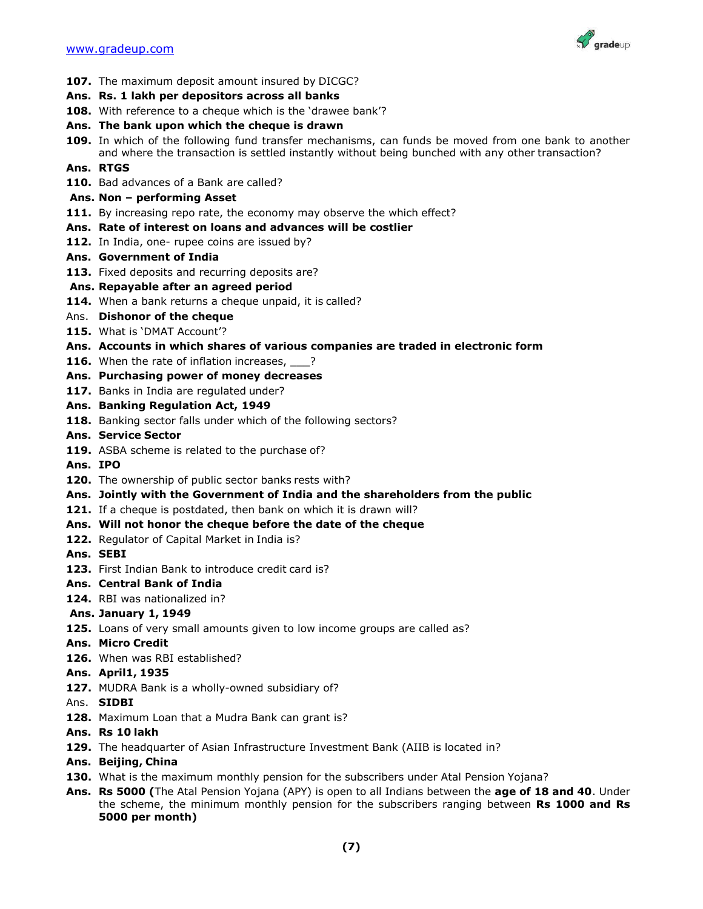**107.** The maximum deposit amount insured by DICGC?

**Ans. Rs. 1 lakh per depositors across all banks**

**108.** With reference to a cheque which is the 'drawee bank'?

**Ans. The bank upon which the cheque is drawn**

**109.** In which of the following fund transfer mechanisms, can funds be moved from one bank to another and where the transaction is settled instantly without being bunched with any other transaction?

**Ans. RTGS**

**110.** Bad advances of a Bank are called?

**Ans. Non – performing Asset**

**111.** By increasing repo rate, the economy may observe the which effect?

**Ans. Rate of interest on loans and advances will be costlier**

**112.** In India, one- rupee coins are issued by?

**Ans. Government of India**

**113.** Fixed deposits and recurring deposits are?

**Ans. Repayable after an agreed period**

**114.** When a bank returns a cheque unpaid, it is called?

Ans. **Dishonor of the cheque**

**115.** What is 'DMAT Account'?

**Ans. Accounts in which shares of various companies are traded in electronic form**

**116.** When the rate of inflation increases, ___?

**Ans. Purchasing power of money decreases**

**117.** Banks in India are regulated under?

**Ans. Banking Regulation Act, 1949**

**118.** Banking sector falls under which of the following sectors?

**Ans. Service Sector**

**119.** ASBA scheme is related to the purchase of?

**Ans. IPO**

**120.** The ownership of public sector banks rests with?

**Ans. Jointly with the Government of India and the shareholders from the public**

**121.** If a cheque is postdated, then bank on which it is drawn will?

**Ans. Will not honor the cheque before the date of the cheque**

**122.** Regulator of Capital Market in India is?

**Ans. SEBI**

**123.** First Indian Bank to introduce credit card is?

**Ans. Central Bank of India**

**124.** RBI was nationalized in?

**Ans. January 1, 1949**

**125.** Loans of very small amounts given to low income groups are called as?

**Ans. Micro Credit**

**126.** When was RBI established?

**Ans. April1, 1935**

**127.** MUDRA Bank is a wholly-owned subsidiary of?

Ans. **SIDBI**

**128.** Maximum Loan that a Mudra Bank can grant is?

**Ans. Rs 10 lakh**

**129.** The headquarter of Asian Infrastructure Investment Bank (AIIB is located in?

**Ans. Beijing, China**

**130.** What is the maximum monthly pension for the subscribers under Atal Pension Yojana?

**Ans. Rs 5000 (**The Atal Pension Yojana (APY) is open to all Indians between the **age of 18 and 40**. Under the scheme, the minimum monthly pension for the subscribers ranging between **Rs 1000 and Rs 5000 per month)**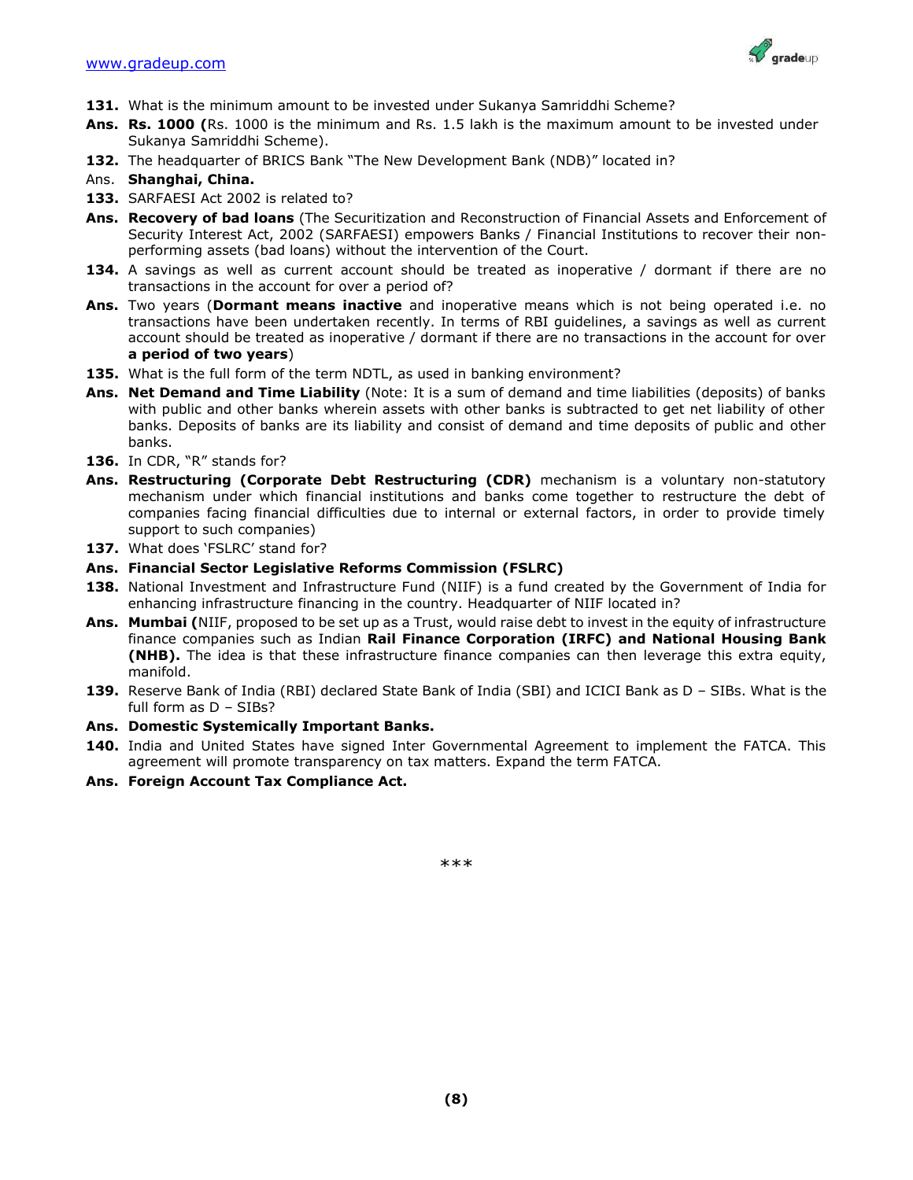**131.** What is the minimum amount to be invested under Sukanya Samriddhi Scheme?

**Ans. Rs. 1000 (**Rs. 1000 is the minimum and Rs. 1.5 lakh is the maximum amount to be invested under Sukanya Samriddhi Scheme).

**132.** The headquarter of BRICS Bank "The New Development Bank (NDB)" located in?

Ans. **Shanghai, China.**

**133.** SARFAESI Act 2002 is related to?

**Ans. Recovery of bad loans** (The Securitization and Reconstruction of Financial Assets and Enforcement of Security Interest Act, 2002 (SARFAESI) empowers Banks / Financial Institutions to recover their non-performing assets (bad loans) without the intervention of the Court.

**134.** A savings as well as current account should be treated as inoperative / dormant if there are no transactions in the account for over a period of?

**Ans.** Two years (**Dormant means inactive** and inoperative means which is not being operated i.e. no transactions have been undertaken recently. In terms of RBI guidelines, a savings as well as current account should be treated as inoperative / dormant if there are no transactions in the account for over **a period of two years**)

**135.** What is the full form of the term NDTL, as used in banking environment?

**Ans. Net Demand and Time Liability** (Note: It is a sum of demand and time liabilities (deposits) of banks with public and other banks wherein assets with other banks is subtracted to get net liability of other banks. Deposits of banks are its liability and consist of demand and time deposits of public and other banks.

**136.** In CDR, "R" stands for?

**Ans. Restructuring (Corporate Debt Restructuring (CDR)** mechanism is a voluntary non-statutory mechanism under which financial institutions and banks come together to restructure the debt of companies facing financial difficulties due to internal or external factors, in order to provide timely support to such companies)

**137.** What does 'FSLRC' stand for?

**Ans. Financial Sector Legislative Reforms Commission (FSLRC)**

**138.** National Investment and Infrastructure Fund (NIIF) is a fund created by the Government of India for enhancing infrastructure financing in the country. Headquarter of NIIF located in?

**Ans. Mumbai (**NIIF, proposed to be set up as a Trust, would raise debt to invest in the equity of infrastructure finance companies such as Indian **Rail Finance Corporation (IRFC) and National Housing Bank (NHB).** The idea is that these infrastructure finance companies can then leverage this extra equity, manifold.

**139.** Reserve Bank of India (RBI) declared State Bank of India (SBI) and ICICI Bank as D – SIBs. What is the full form as D – SIBs?

**Ans. Domestic Systemically Important Banks.**

**140.** India and United States have signed Inter Governmental Agreement to implement the FATCA. This agreement will promote transparency on tax matters. Expand the term FATCA.

**Ans. Foreign Account Tax Compliance Act.**

***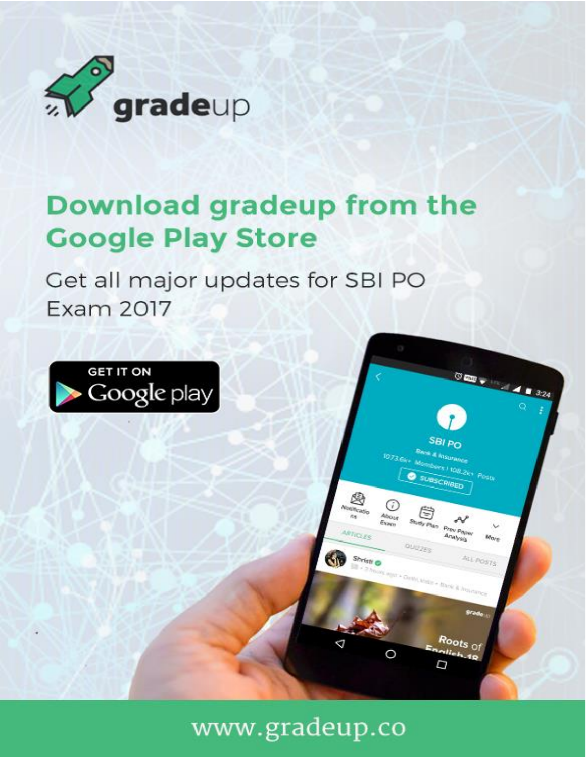gradeup

## Download gradeup from the Google Play Store

Get all major updates for SBI PO Exam 2017

GET IT ON Google play

www.gradeup.co